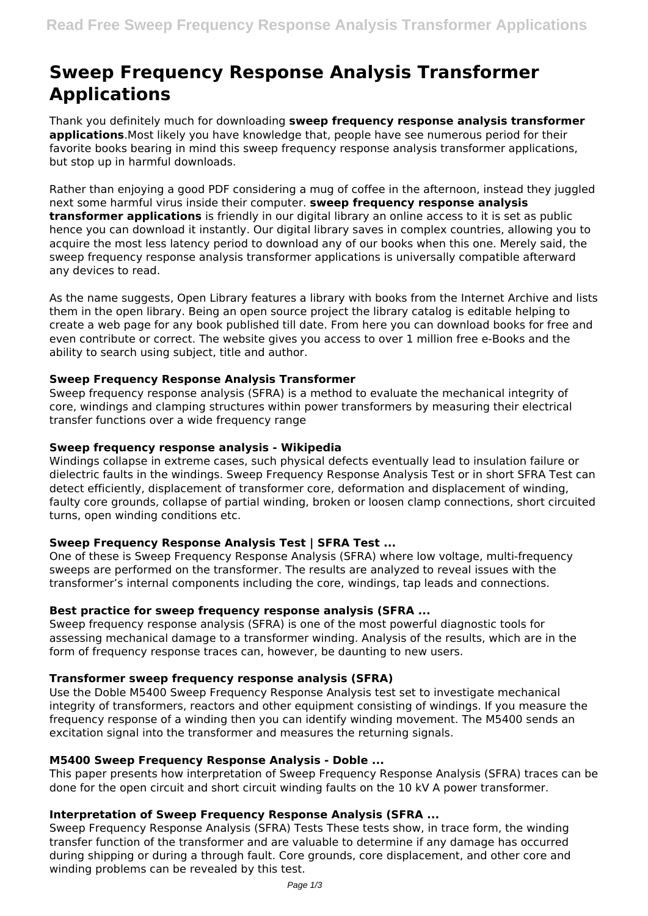# Sweep Frequency Response Analysis Transformer Applications

Thank you definitely much for downloading **sweep frequency response analysis transformer applications**.Most likely you have knowledge that, people have see numerous period for their favorite books bearing in mind this sweep frequency response analysis transformer applications, but stop up in harmful downloads.

Rather than enjoying a good PDF considering a mug of coffee in the afternoon, instead they juggled next some harmful virus inside their computer. **sweep frequency response analysis transformer applications** is friendly in our digital library an online access to it is set as public hence you can download it instantly. Our digital library saves in complex countries, allowing you to acquire the most less latency period to download any of our books when this one. Merely said, the sweep frequency response analysis transformer applications is universally compatible afterward any devices to read.

As the name suggests, Open Library features a library with books from the Internet Archive and lists them in the open library. Being an open source project the library catalog is editable helping to create a web page for any book published till date. From here you can download books for free and even contribute or correct. The website gives you access to over 1 million free e-Books and the ability to search using subject, title and author.

### Sweep Frequency Response Analysis Transformer

Sweep frequency response analysis (SFRA) is a method to evaluate the mechanical integrity of core, windings and clamping structures within power transformers by measuring their electrical transfer functions over a wide frequency range

### Sweep frequency response analysis - Wikipedia

Windings collapse in extreme cases, such physical defects eventually lead to insulation failure or dielectric faults in the windings. Sweep Frequency Response Analysis Test or in short SFRA Test can detect efficiently, displacement of transformer core, deformation and displacement of winding, faulty core grounds, collapse of partial winding, broken or loosen clamp connections, short circuited turns, open winding conditions etc.

### Sweep Frequency Response Analysis Test | SFRA Test ...

One of these is Sweep Frequency Response Analysis (SFRA) where low voltage, multi-frequency sweeps are performed on the transformer. The results are analyzed to reveal issues with the transformer's internal components including the core, windings, tap leads and connections.

### Best practice for sweep frequency response analysis (SFRA ...

Sweep frequency response analysis (SFRA) is one of the most powerful diagnostic tools for assessing mechanical damage to a transformer winding. Analysis of the results, which are in the form of frequency response traces can, however, be daunting to new users.

### Transformer sweep frequency response analysis (SFRA)

Use the Doble M5400 Sweep Frequency Response Analysis test set to investigate mechanical integrity of transformers, reactors and other equipment consisting of windings. If you measure the frequency response of a winding then you can identify winding movement. The M5400 sends an excitation signal into the transformer and measures the returning signals.

### M5400 Sweep Frequency Response Analysis - Doble ...

This paper presents how interpretation of Sweep Frequency Response Analysis (SFRA) traces can be done for the open circuit and short circuit winding faults on the 10 kV A power transformer.

### Interpretation of Sweep Frequency Response Analysis (SFRA ...

Sweep Frequency Response Analysis (SFRA) Tests These tests show, in trace form, the winding transfer function of the transformer and are valuable to determine if any damage has occurred during shipping or during a through fault. Core grounds, core displacement, and other core and winding problems can be revealed by this test.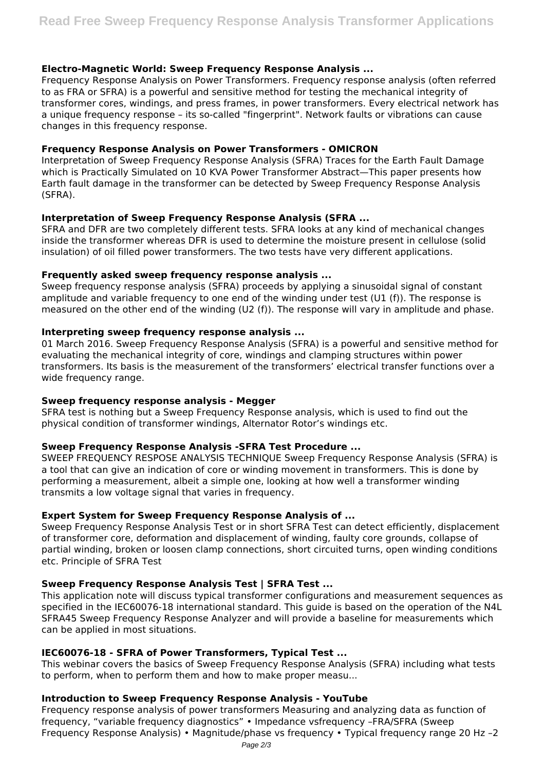### Electro-Magnetic World: Sweep Frequency Response Analysis ...

Frequency Response Analysis on Power Transformers. Frequency response analysis (often referred to as FRA or SFRA) is a powerful and sensitive method for testing the mechanical integrity of transformer cores, windings, and press frames, in power transformers. Every electrical network has a unique frequency response – its so-called "fingerprint". Network faults or vibrations can cause changes in this frequency response.

### Frequency Response Analysis on Power Transformers - OMICRON

Interpretation of Sweep Frequency Response Analysis (SFRA) Traces for the Earth Fault Damage which is Practically Simulated on 10 KVA Power Transformer Abstract—This paper presents how Earth fault damage in the transformer can be detected by Sweep Frequency Response Analysis (SFRA).

### Interpretation of Sweep Frequency Response Analysis (SFRA ...

SFRA and DFR are two completely different tests. SFRA looks at any kind of mechanical changes inside the transformer whereas DFR is used to determine the moisture present in cellulose (solid insulation) of oil filled power transformers. The two tests have very different applications.

### Frequently asked sweep frequency response analysis ...

Sweep frequency response analysis (SFRA) proceeds by applying a sinusoidal signal of constant amplitude and variable frequency to one end of the winding under test (U1 (f)). The response is measured on the other end of the winding (U2 (f)). The response will vary in amplitude and phase.

### Interpreting sweep frequency response analysis ...

01 March 2016. Sweep Frequency Response Analysis (SFRA) is a powerful and sensitive method for evaluating the mechanical integrity of core, windings and clamping structures within power transformers. Its basis is the measurement of the transformers' electrical transfer functions over a wide frequency range.

### Sweep frequency response analysis - Megger

SFRA test is nothing but a Sweep Frequency Response analysis, which is used to find out the physical condition of transformer windings, Alternator Rotor's windings etc.

### Sweep Frequency Response Analysis -SFRA Test Procedure ...

SWEEP FREQUENCY RESPOSE ANALYSIS TECHNIQUE Sweep Frequency Response Analysis (SFRA) is a tool that can give an indication of core or winding movement in transformers. This is done by performing a measurement, albeit a simple one, looking at how well a transformer winding transmits a low voltage signal that varies in frequency.

### Expert System for Sweep Frequency Response Analysis of ...

Sweep Frequency Response Analysis Test or in short SFRA Test can detect efficiently, displacement of transformer core, deformation and displacement of winding, faulty core grounds, collapse of partial winding, broken or loosen clamp connections, short circuited turns, open winding conditions etc. Principle of SFRA Test

### Sweep Frequency Response Analysis Test | SFRA Test ...

This application note will discuss typical transformer configurations and measurement sequences as specified in the IEC60076-18 international standard. This guide is based on the operation of the N4L SFRA45 Sweep Frequency Response Analyzer and will provide a baseline for measurements which can be applied in most situations.

### IEC60076-18 - SFRA of Power Transformers, Typical Test ...

This webinar covers the basics of Sweep Frequency Response Analysis (SFRA) including what tests to perform, when to perform them and how to make proper measu...

### Introduction to Sweep Frequency Response Analysis - YouTube

Frequency response analysis of power transformers Measuring and analyzing data as function of frequency, "variable frequency diagnostics" • Impedance vsfrequency –FRA/SFRA (Sweep Frequency Response Analysis) • Magnitude/phase vs frequency • Typical frequency range 20 Hz –2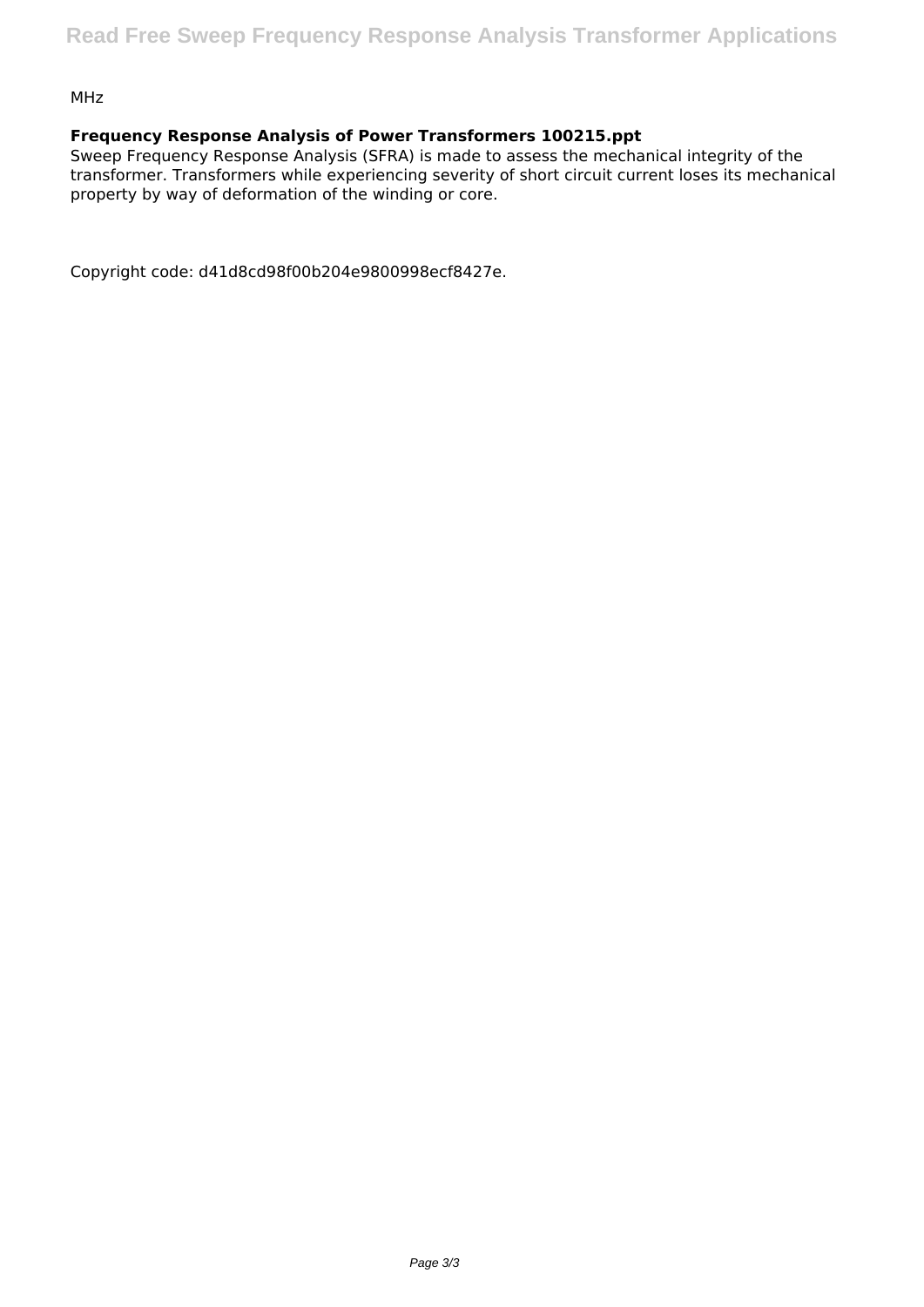MHz

**Frequency Response Analysis of Power Transformers 100215.ppt**

Sweep Frequency Response Analysis (SFRA) is made to assess the mechanical integrity of the transformer. Transformers while experiencing severity of short circuit current loses its mechanical property by way of deformation of the winding or core.

Copyright code: d41d8cd98f00b204e9800998ecf8427e.